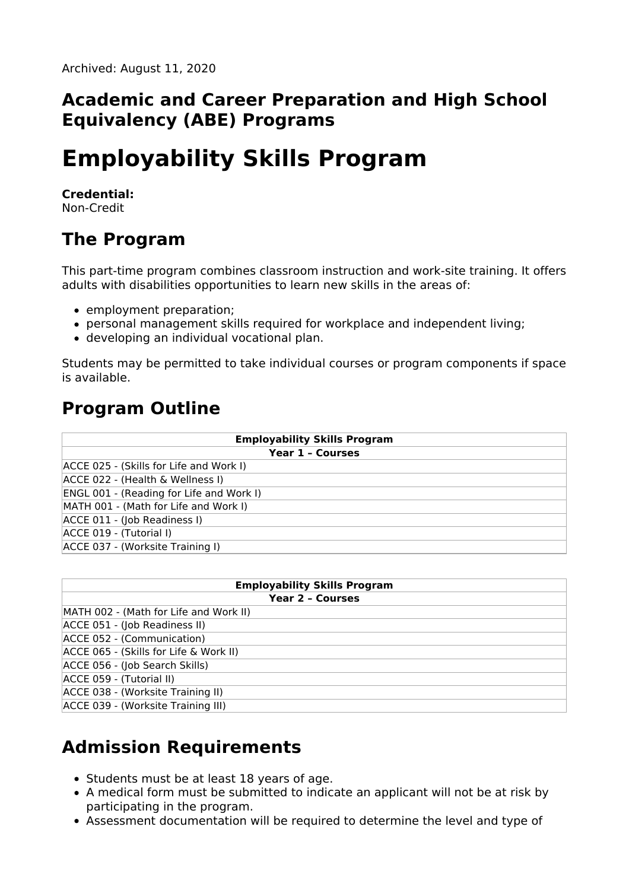Archived: August 11, 2020

## Academic and Career Preparation and High School Equivalency (ABE) Programs

# Employability Skills Program

**Credential:**
Non-Credit

## The Program

This part-time program combines classroom instruction and work-site training. It offers adults with disabilities opportunities to learn new skills in the areas of:

- employment preparation;
- personal management skills required for workplace and independent living;
- developing an individual vocational plan.

Students may be permitted to take individual courses or program components if space is available.

## Program Outline

| Employability Skills Program |
|---|
| **Year 1 – Courses** |
| ACCE 025 - (Skills for Life and Work I) |
| ACCE 022 - (Health & Wellness I) |
| ENGL 001 - (Reading for Life and Work I) |
| MATH 001 - (Math for Life and Work I) |
| ACCE 011 - (Job Readiness I) |
| ACCE 019 - (Tutorial I) |
| ACCE 037 - (Worksite Training I) |

| Employability Skills Program |
|---|
| **Year 2 – Courses** |
| MATH 002 - (Math for Life and Work II) |
| ACCE 051 - (Job Readiness II) |
| ACCE 052 - (Communication) |
| ACCE 065 - (Skills for Life & Work II) |
| ACCE 056 - (Job Search Skills) |
| ACCE 059 - (Tutorial II) |
| ACCE 038 - (Worksite Training II) |
| ACCE 039 - (Worksite Training III) |

## Admission Requirements

- Students must be at least 18 years of age.
- A medical form must be submitted to indicate an applicant will not be at risk by participating in the program.
- Assessment documentation will be required to determine the level and type of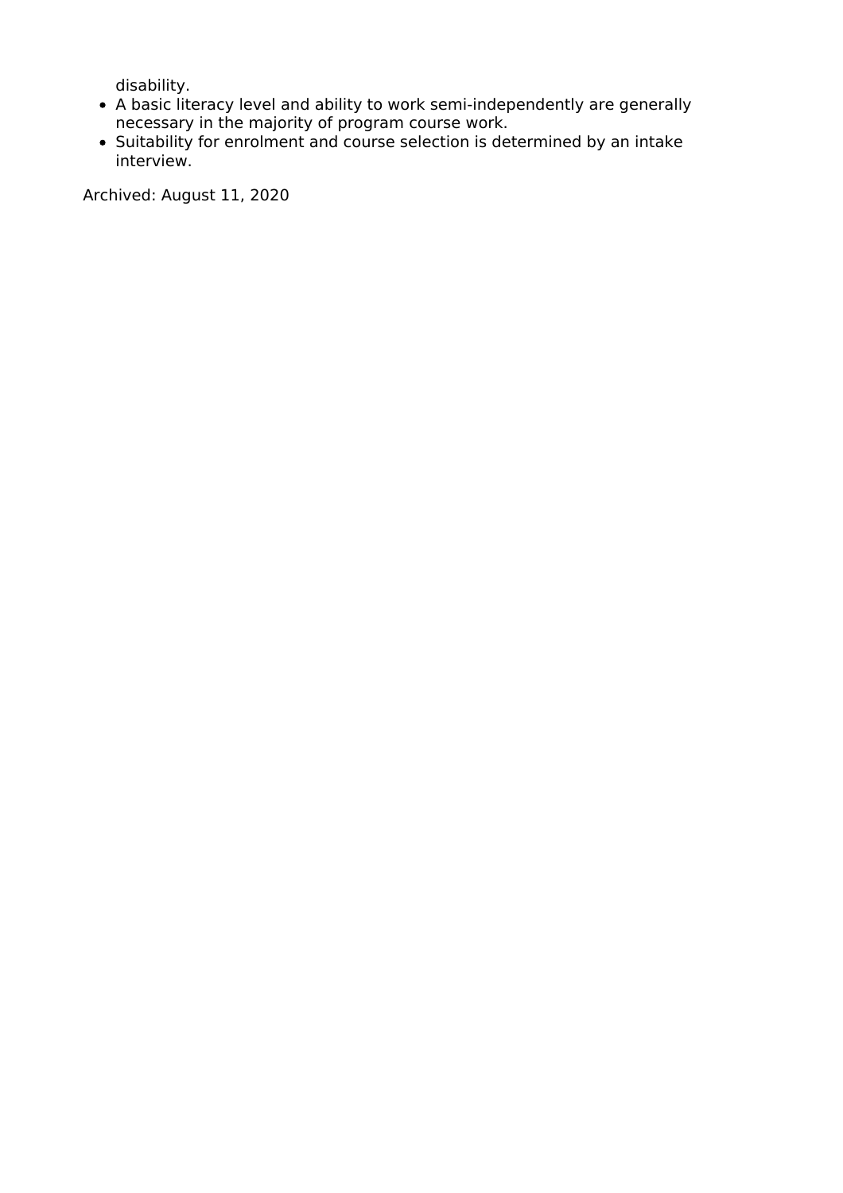disability.

- A basic literacy level and ability to work semi-independently are generally necessary in the majority of program course work.
- Suitability for enrolment and course selection is determined by an intake interview.

Archived: August 11, 2020